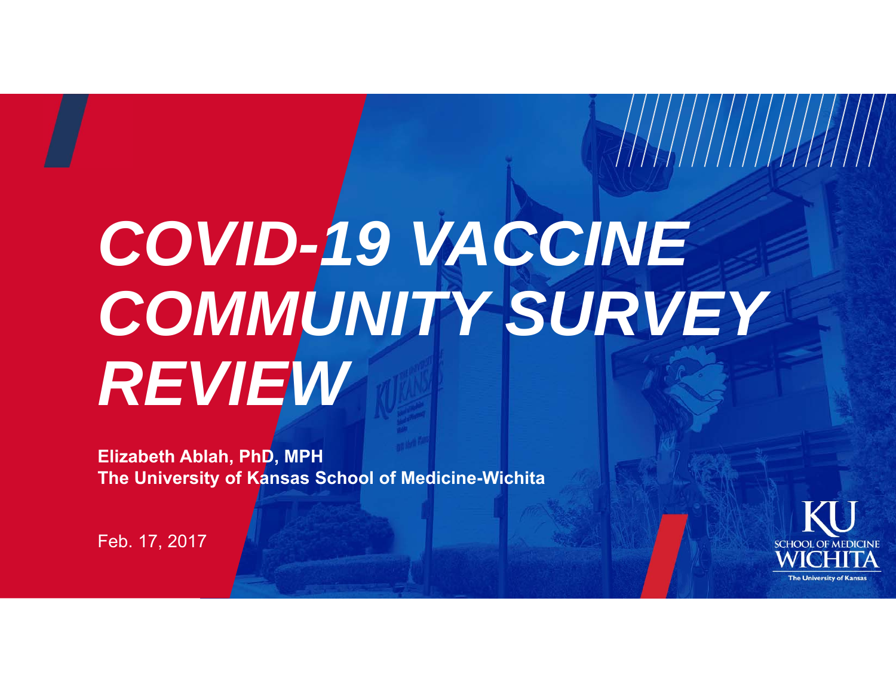# COVID-19 VACCINE COMMUNITY SURVEY REVIEW

**Elizabeth Ablah, PhD, MPH**
**The University of Kansas School of Medicine-Wichita**

Feb. 17, 2017

KU SCHOOL OF MEDICINE WICHITA
The University of Kansas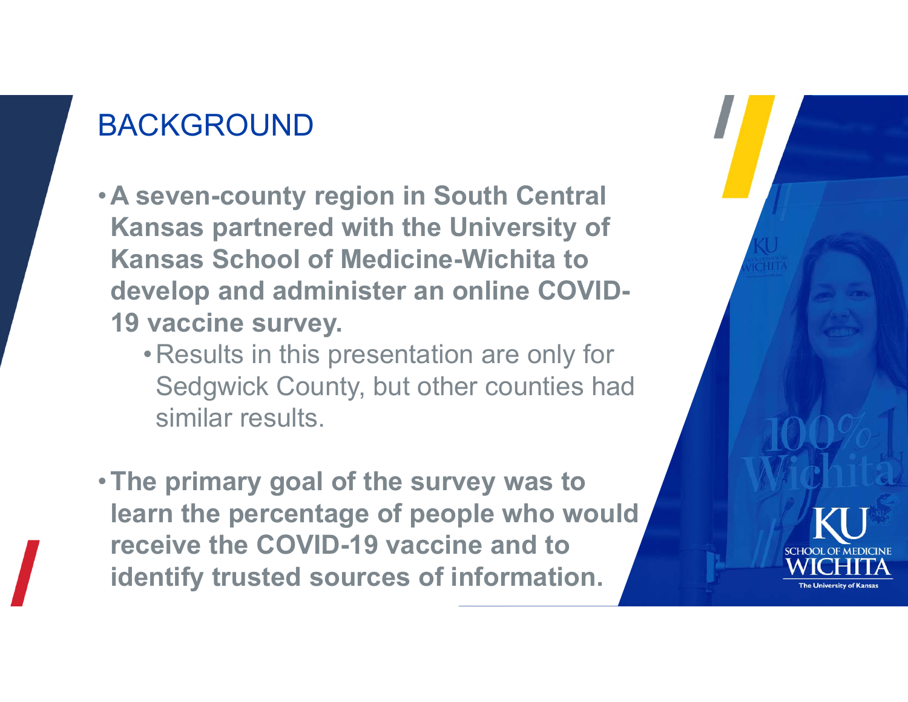# BACKGROUND

- **A seven-county region in South Central Kansas partnered with the University of Kansas School of Medicine-Wichita to develop and administer an online COVID-19 vaccine survey.**
  - Results in this presentation are only for Sedgwick County, but other counties had similar results.
- **The primary goal of the survey was to learn the percentage of people who would receive the COVID-19 vaccine and to identify trusted sources of information.**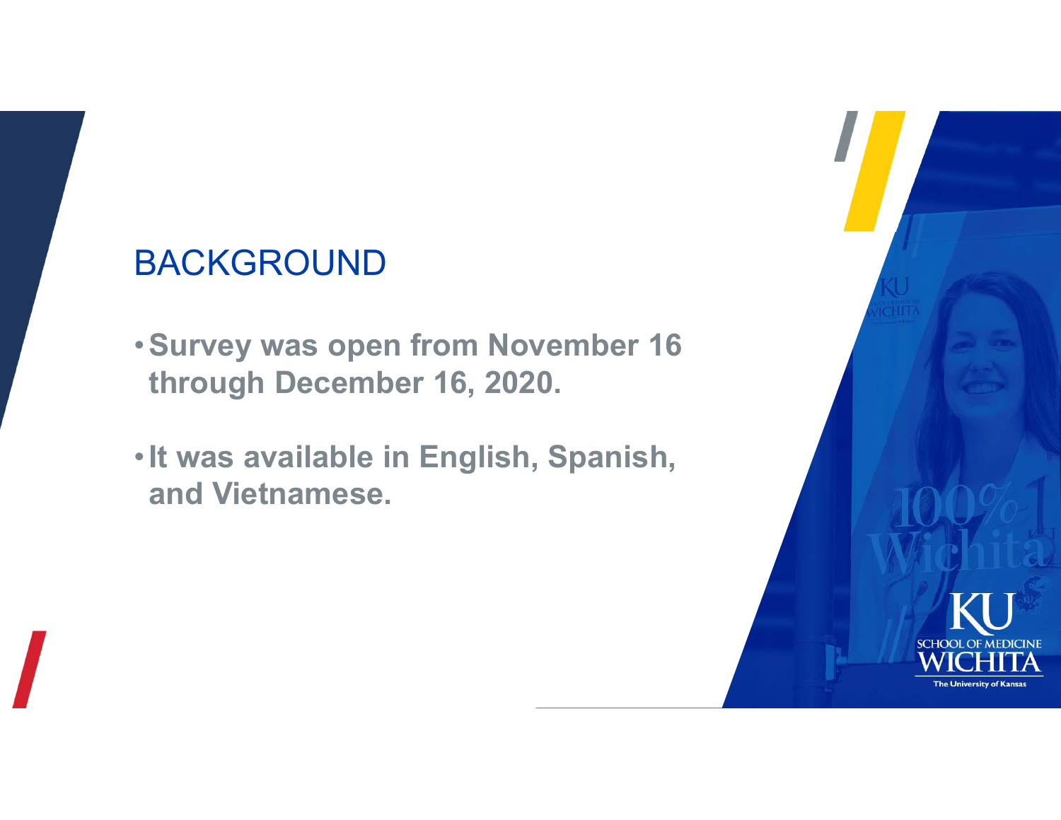# BACKGROUND

- **Survey was open from November 16 through December 16, 2020.**
- **It was available in English, Spanish, and Vietnamese.**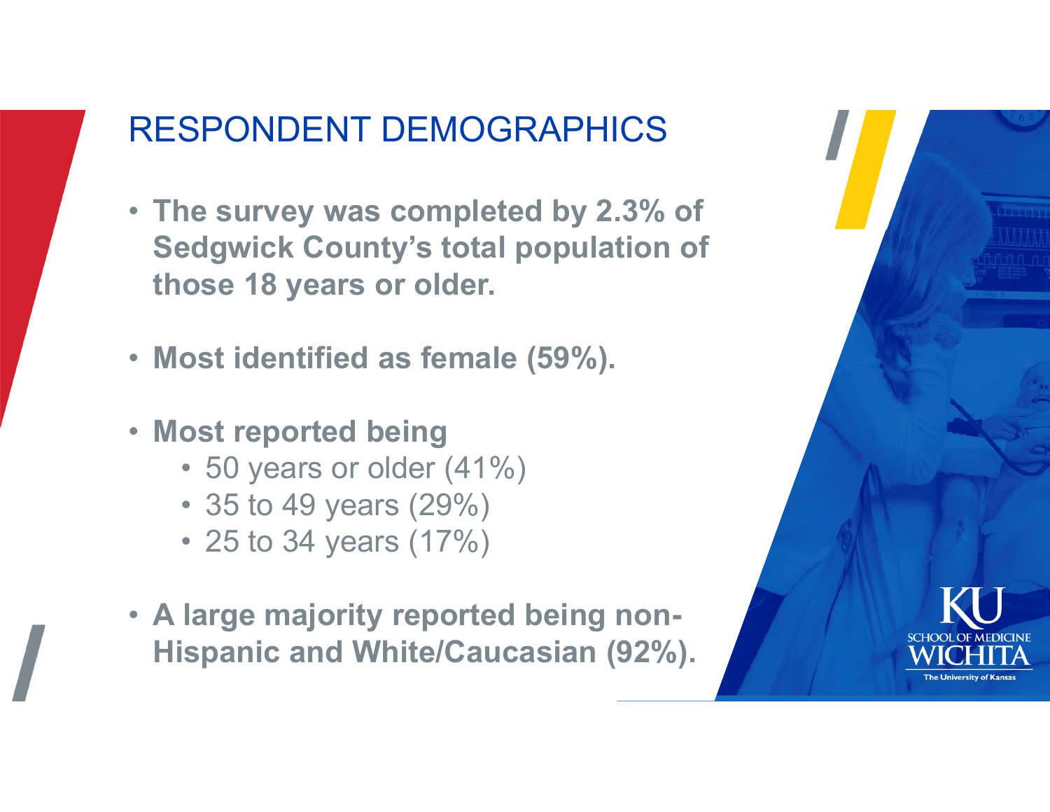# RESPONDENT DEMOGRAPHICS

- **The survey was completed by 2.3% of Sedgwick County's total population of those 18 years or older.**
- **Most identified as female (59%).**
- **Most reported being**
  - 50 years or older (41%)
  - 35 to 49 years (29%)
  - 25 to 34 years (17%)
- **A large majority reported being non-Hispanic and White/Caucasian (92%).**

KU SCHOOL OF MEDICINE WICHITA
The University of Kansas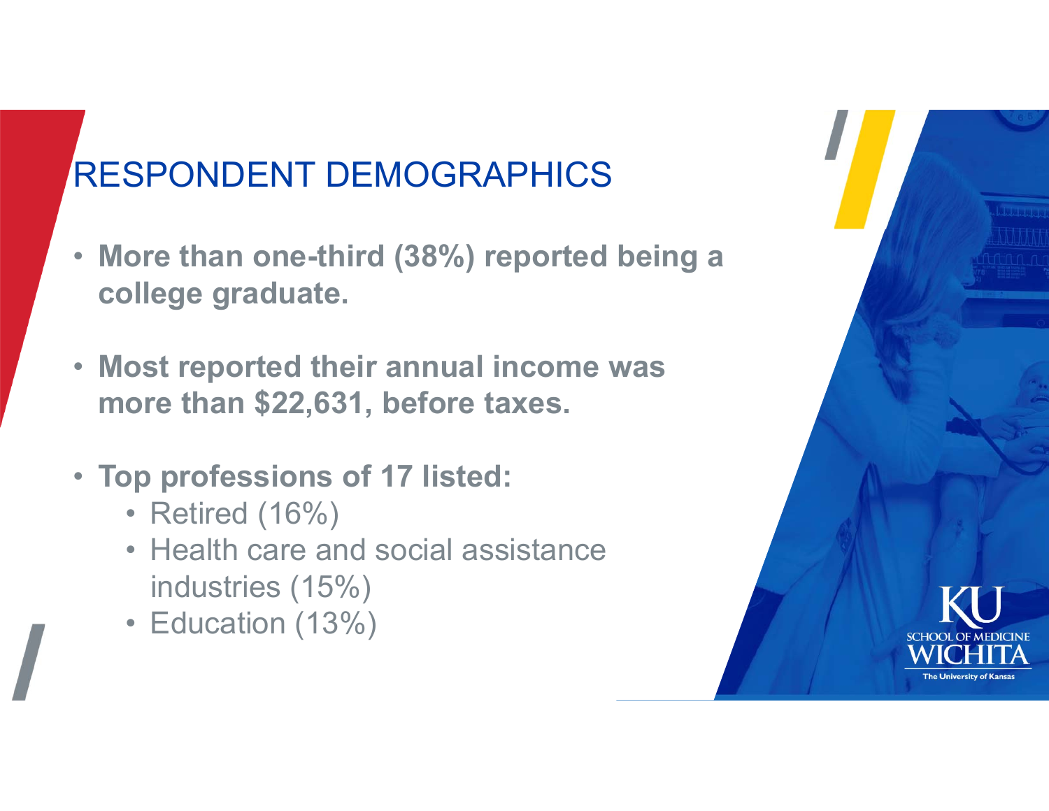# RESPONDENT DEMOGRAPHICS

- **More than one-third (38%) reported being a college graduate.**
- **Most reported their annual income was more than $22,631, before taxes.**
- **Top professions of 17 listed:**
  - Retired (16%)
  - Health care and social assistance industries (15%)
  - Education (13%)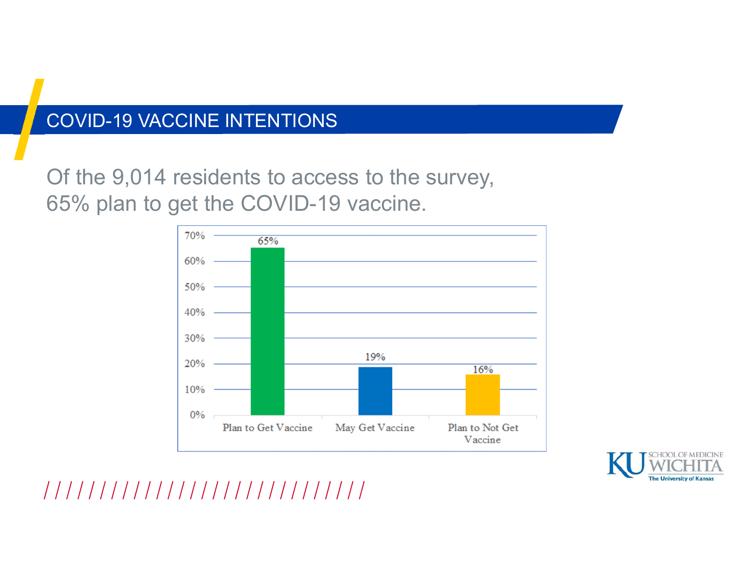## COVID-19 VACCINE INTENTIONS

Of the 9,014 residents to access to the survey, 65% plan to get the COVID-19 vaccine.

| Plan to Get Vaccine | May Get Vaccine | Plan to Not Get Vaccine |
|---|---|---|
| 65% | 19% | 16% |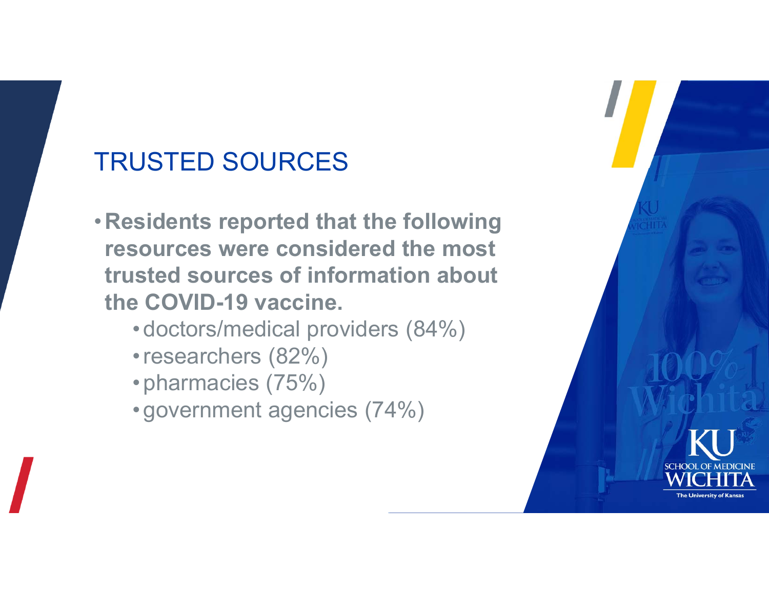# TRUSTED SOURCES

- **Residents reported that the following resources were considered the most trusted sources of information about the COVID-19 vaccine.**
  - doctors/medical providers (84%)
  - researchers (82%)
  - pharmacies (75%)
  - government agencies (74%)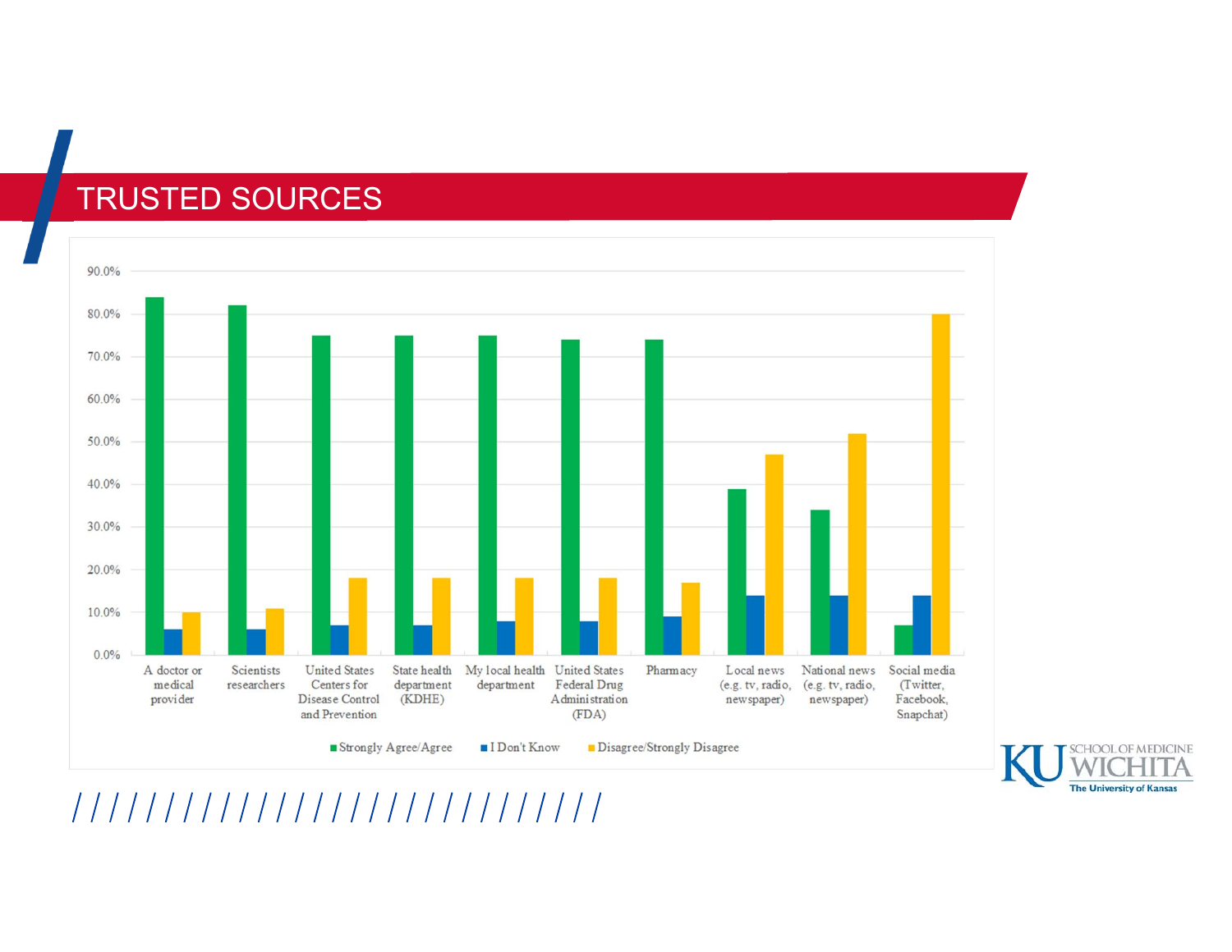# TRUSTED SOURCES

90.0%
80.0%
70.0%
60.0%
50.0%
40.0%
30.0%
20.0%
10.0%
0.0%

A doctor or medical provider | Scientists researchers | United States Centers for Disease Control and Prevention | State health department (KDHE) | My local health department | United States Federal Drug Administration (FDA) | Pharmacy | Local news (e.g. tv, radio, newspaper) | National news (e.g. tv, radio, newspaper) | Social media (Twitter, Facebook, Snapchat)

■ Strongly Agree/Agree ■ I Don't Know ■ Disagree/Strongly Disagree

KU SCHOOL OF MEDICINE WICHITA
The University of Kansas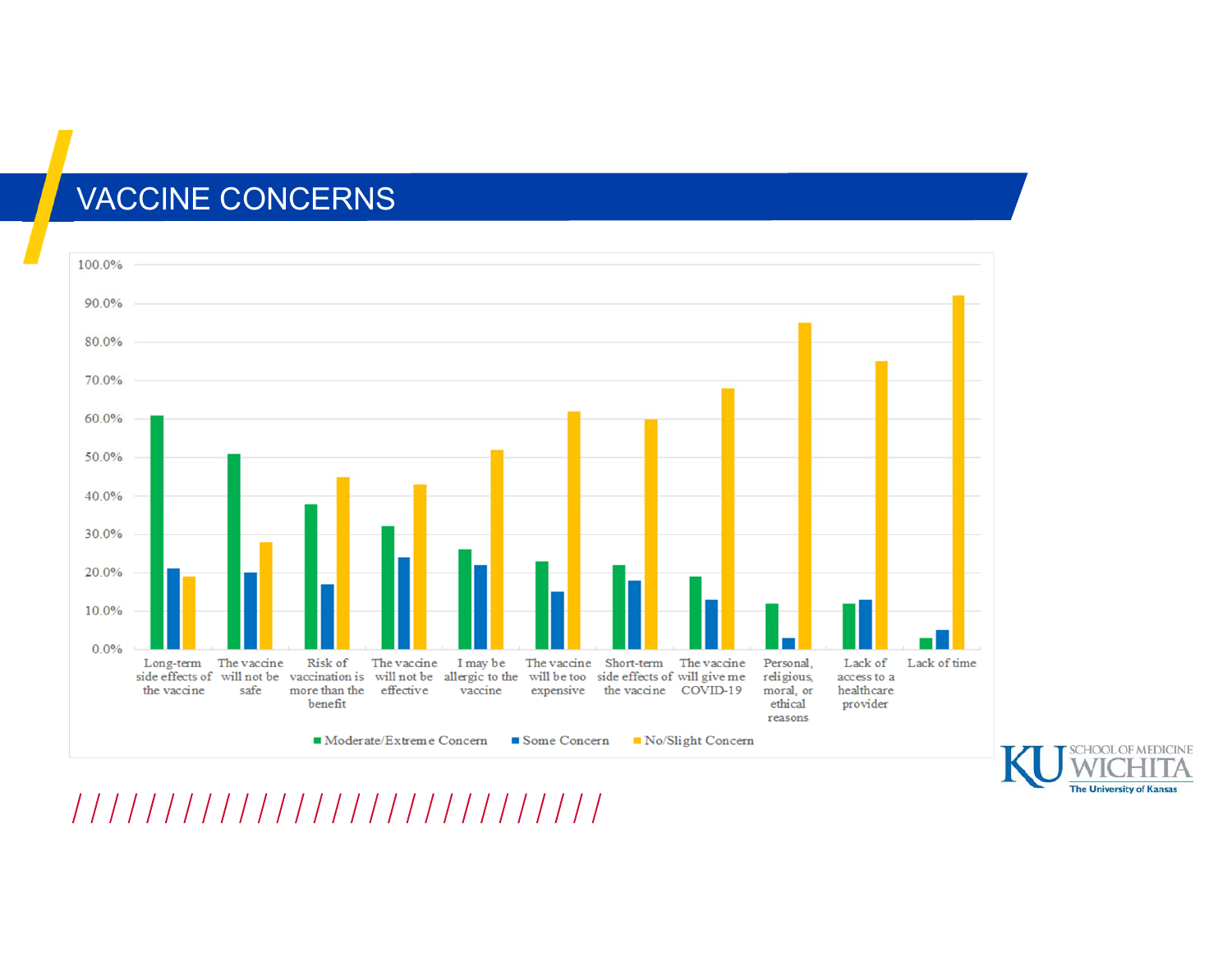# VACCINE CONCERNS

| Concern | Moderate/Extreme Concern | Some Concern | No/Slight Concern |
|---|---|---|---|
| Long-term side effects of the vaccine | 61% | 21% | 19% |
| The vaccine will not be safe | 51% | 20% | 28% |
| Risk of vaccination is more than the benefit | 38% | 17% | 45% |
| The vaccine will not be effective | 32% | 24% | 43% |
| I may be allergic to the vaccine | 26% | 22% | 52% |
| The vaccine will be too expensive | 23% | 15% | 62% |
| Short-term side effects of the vaccine | 22% | 18% | 60% |
| The vaccine will give me COVID-19 | 19% | 13% | 68% |
| Personal, religious, moral, or ethical reasons | 12% | 3% | 85% |
| Lack of access to a healthcare provider | 12% | 13% | 75% |
| Lack of time | 3% | 5% | 92% |

KU SCHOOL OF MEDICINE WICHITA
The University of Kansas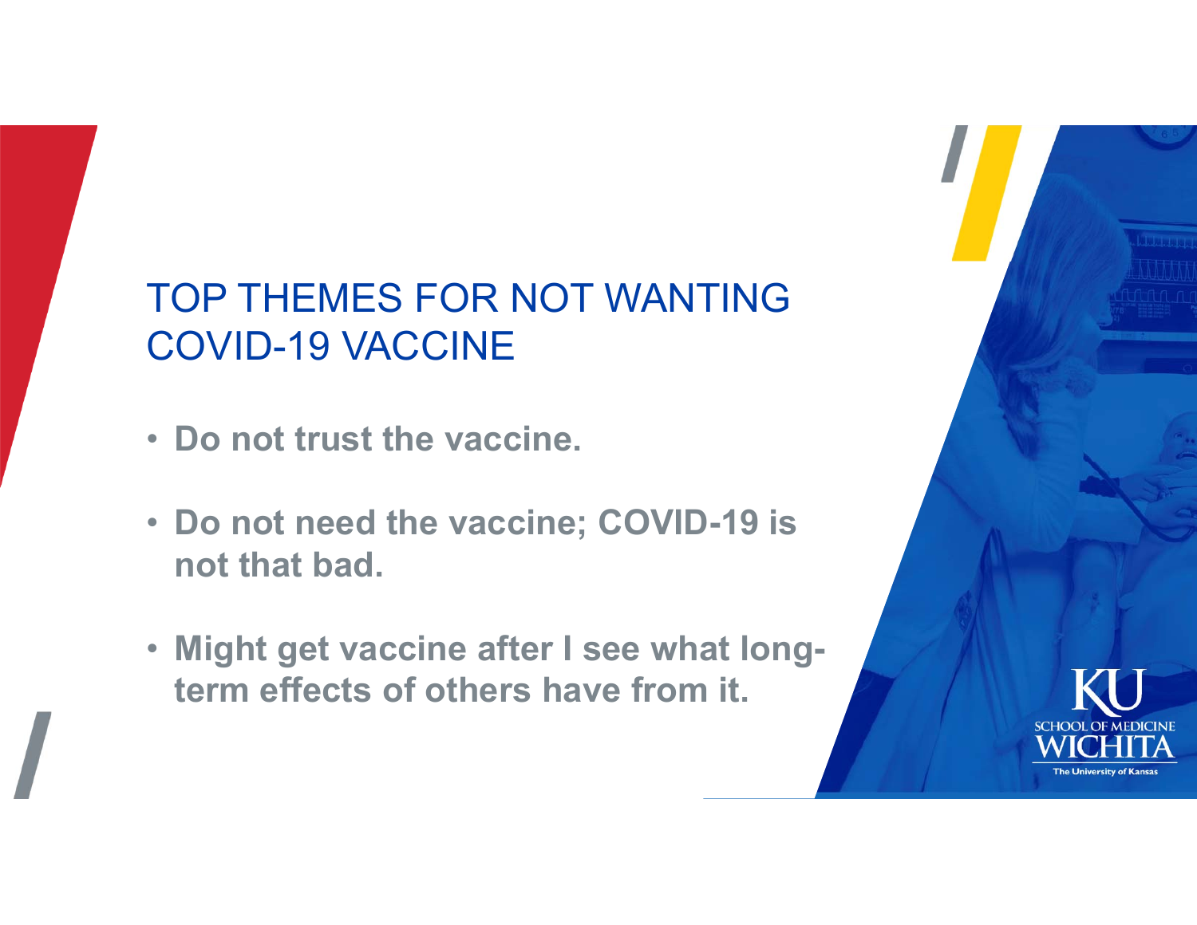# TOP THEMES FOR NOT WANTING COVID-19 VACCINE

- **Do not trust the vaccine.**
- **Do not need the vaccine; COVID-19 is not that bad.**
- **Might get vaccine after I see what long-term effects of others have from it.**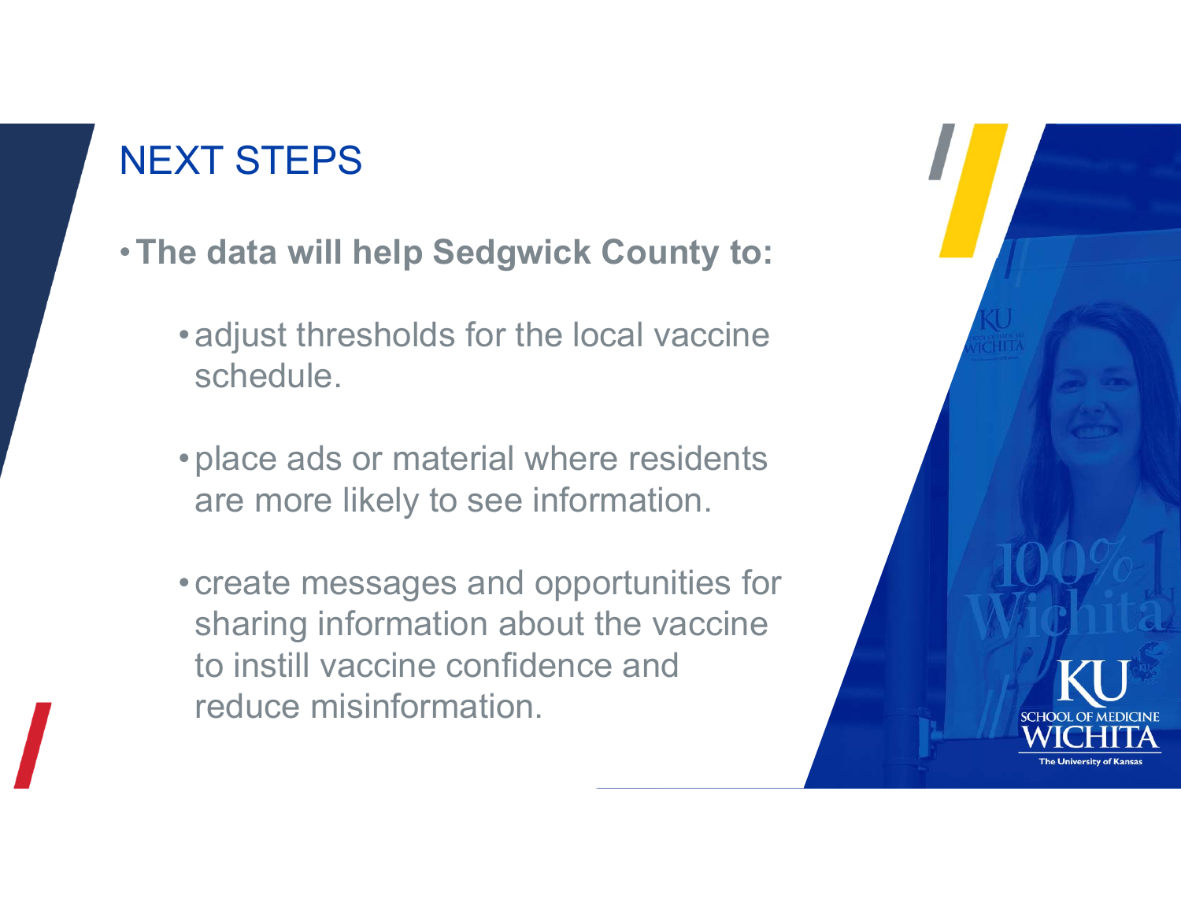# NEXT STEPS

- **The data will help Sedgwick County to:**
  - adjust thresholds for the local vaccine schedule.
  - place ads or material where residents are more likely to see information.
  - create messages and opportunities for sharing information about the vaccine to instill vaccine confidence and reduce misinformation.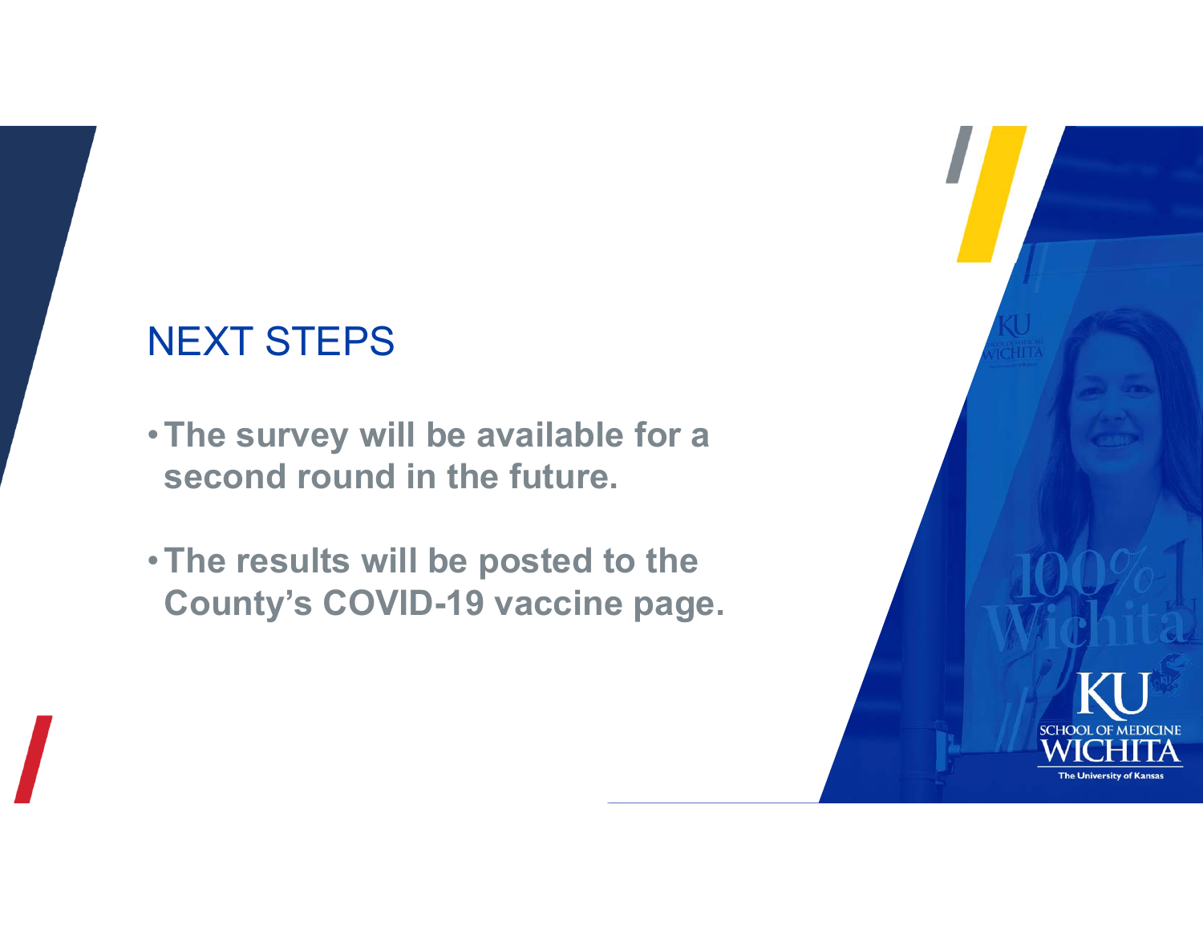# NEXT STEPS

- **The survey will be available for a second round in the future.**
- **The results will be posted to the County's COVID-19 vaccine page.**